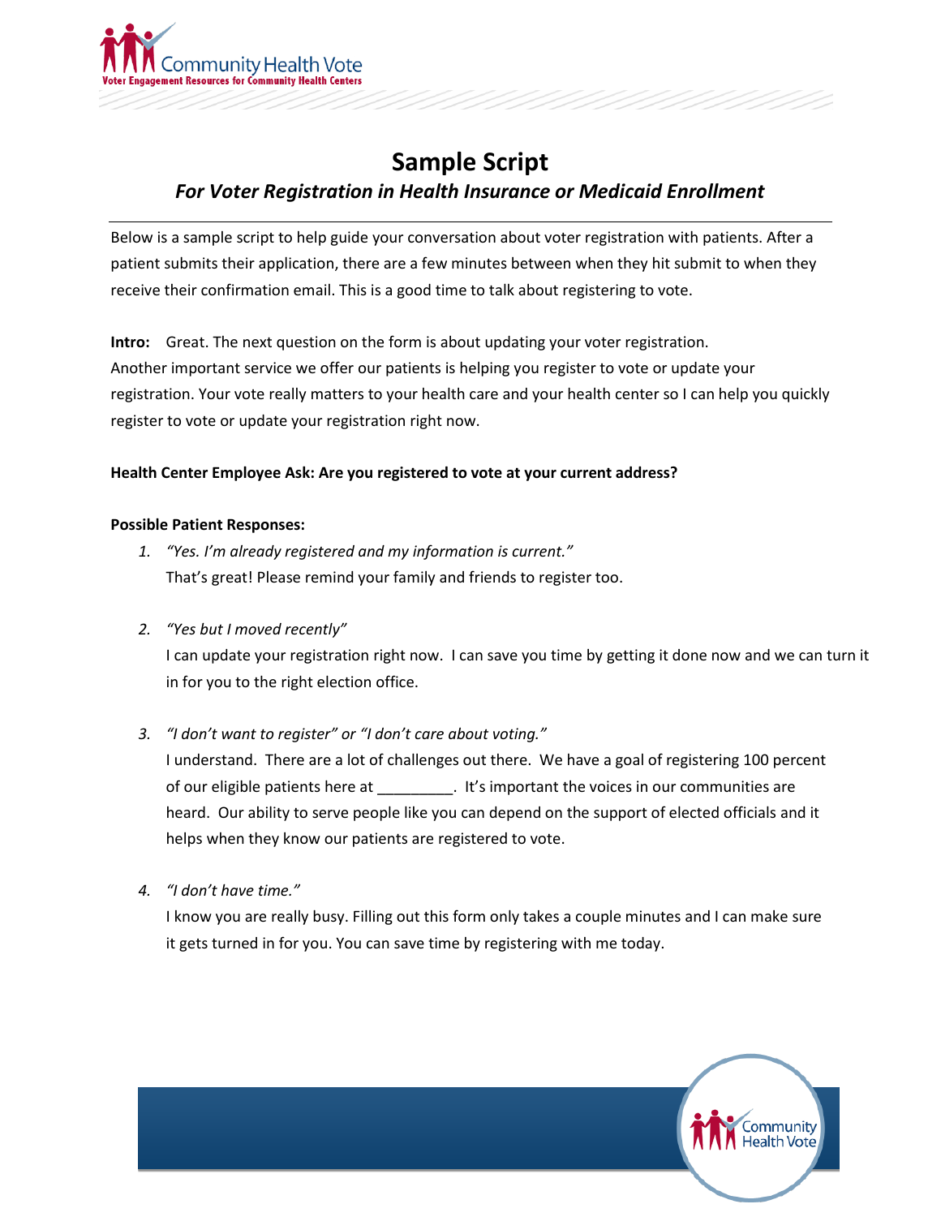# Sample Script

## *For Voter Registration in Health Insurance or Medicaid Enrollment*

Below is a sample script to help guide your conversation about voter registration with patients. After a patient submits their application, there are a few minutes between when they hit submit to when they receive their confirmation email. This is a good time to talk about registering to vote.

**Intro:** Great. The next question on the form is about updating your voter registration. Another important service we offer our patients is helping you register to vote or update your registration. Your vote really matters to your health care and your health center so I can help you quickly register to vote or update your registration right now.

**Health Center Employee Ask: Are you registered to vote at your current address?**

**Possible Patient Responses:**

1. *"Yes. I'm already registered and my information is current."*
   That's great! Please remind your family and friends to register too.

2. *"Yes but I moved recently"*
   I can update your registration right now. I can save you time by getting it done now and we can turn it in for you to the right election office.

3. *"I don't want to register" or "I don't care about voting."*
   I understand. There are a lot of challenges out there. We have a goal of registering 100 percent of our eligible patients here at _________. It's important the voices in our communities are heard. Our ability to serve people like you can depend on the support of elected officials and it helps when they know our patients are registered to vote.

4. *"I don't have time."*
   I know you are really busy. Filling out this form only takes a couple minutes and I can make sure it gets turned in for you. You can save time by registering with me today.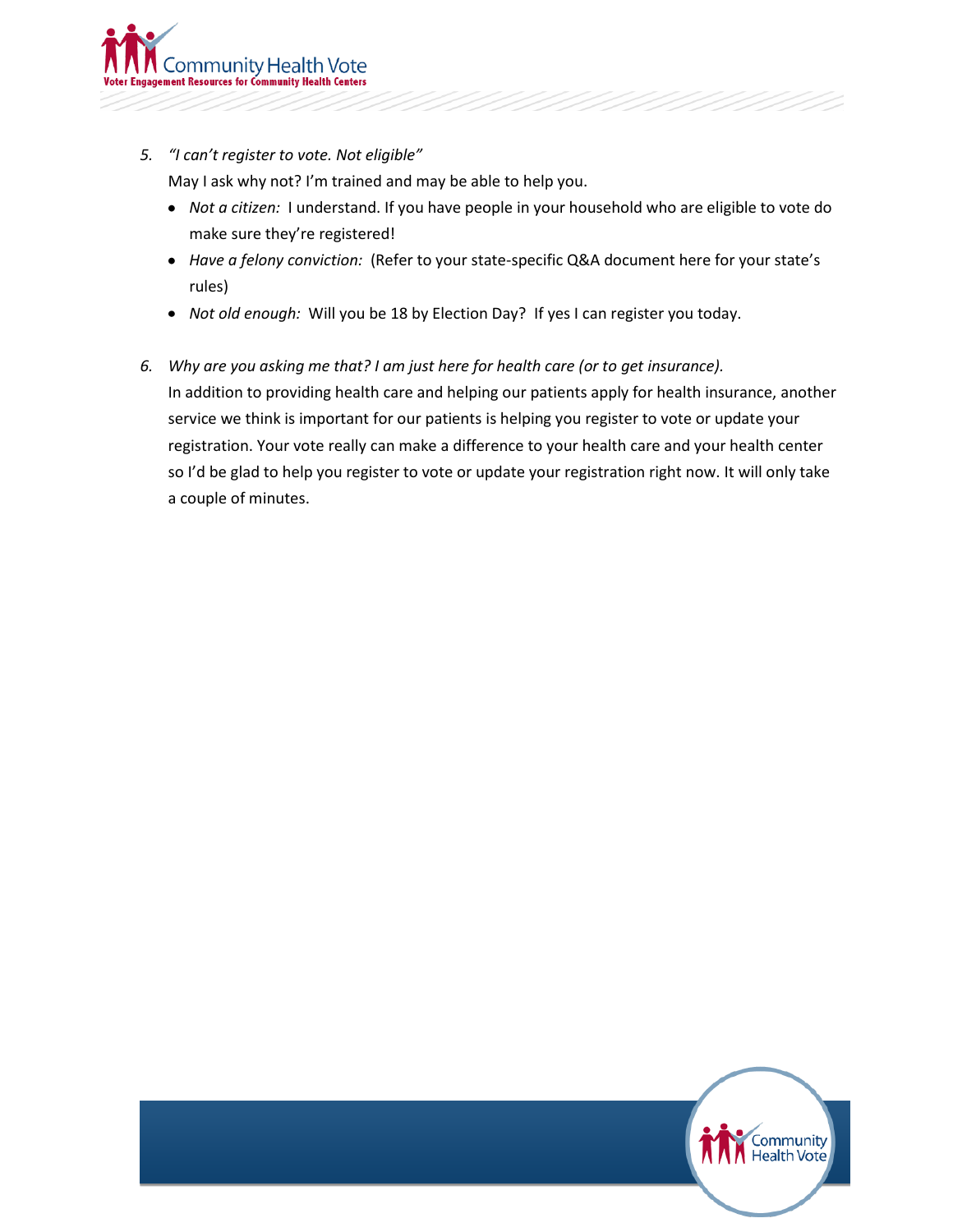5. *"I can't register to vote. Not eligible"*

   May I ask why not? I'm trained and may be able to help you.

   - *Not a citizen:* I understand. If you have people in your household who are eligible to vote do make sure they're registered!
   - *Have a felony conviction:* (Refer to your state-specific Q&A document here for your state's rules)
   - *Not old enough:* Will you be 18 by Election Day? If yes I can register you today.

6. *Why are you asking me that? I am just here for health care (or to get insurance).*

   In addition to providing health care and helping our patients apply for health insurance, another service we think is important for our patients is helping you register to vote or update your registration. Your vote really can make a difference to your health care and your health center so I'd be glad to help you register to vote or update your registration right now. It will only take a couple of minutes.